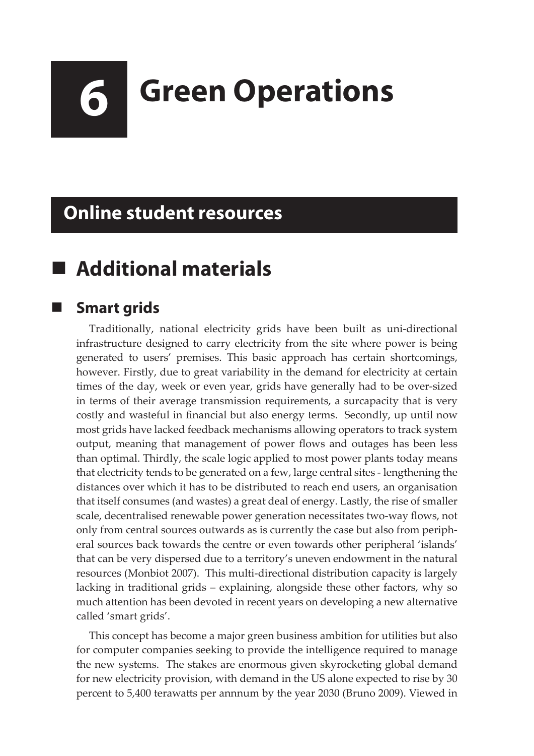# 6 Green Operations

## Online student resources

## ■ Additional materials

### ■ Smart grids

Traditionally, national electricity grids have been built as uni-directional infrastructure designed to carry electricity from the site where power is being generated to users' premises. This basic approach has certain shortcomings, however. Firstly, due to great variability in the demand for electricity at certain times of the day, week or even year, grids have generally had to be over-sized in terms of their average transmission requirements, a surcapacity that is very costly and wasteful in financial but also energy terms. Secondly, up until now most grids have lacked feedback mechanisms allowing operators to track system output, meaning that management of power flows and outages has been less than optimal. Thirdly, the scale logic applied to most power plants today means that electricity tends to be generated on a few, large central sites - lengthening the distances over which it has to be distributed to reach end users, an organisation that itself consumes (and wastes) a great deal of energy. Lastly, the rise of smaller scale, decentralised renewable power generation necessitates two-way flows, not only from central sources outwards as is currently the case but also from peripheral sources back towards the centre or even towards other peripheral 'islands' that can be very dispersed due to a territory's uneven endowment in the natural resources (Monbiot 2007). This multi-directional distribution capacity is largely lacking in traditional grids – explaining, alongside these other factors, why so much attention has been devoted in recent years on developing a new alternative called 'smart grids'.

This concept has become a major green business ambition for utilities but also for computer companies seeking to provide the intelligence required to manage the new systems. The stakes are enormous given skyrocketing global demand for new electricity provision, with demand in the US alone expected to rise by 30 percent to 5,400 terawatts per annnum by the year 2030 (Bruno 2009). Viewed in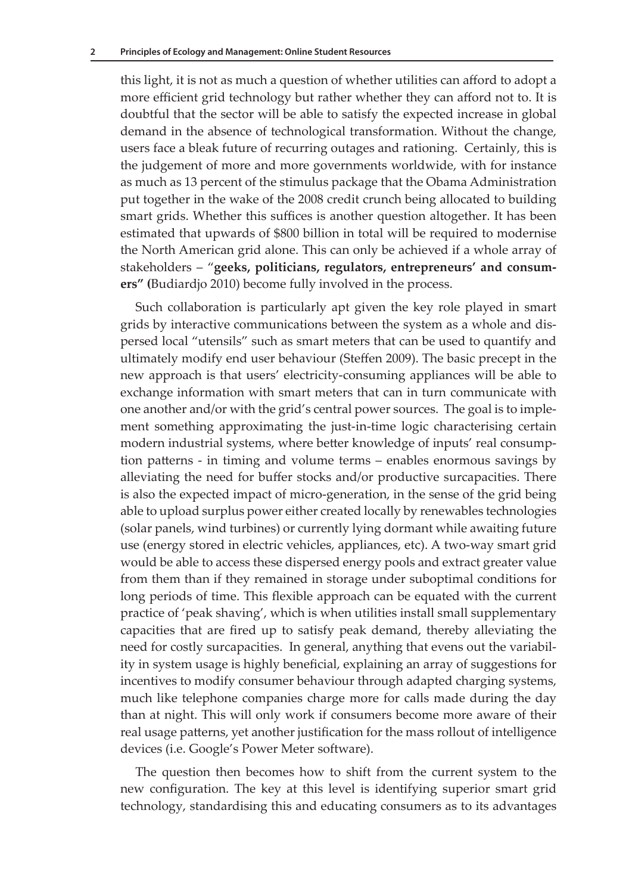this light, it is not as much a question of whether utilities can afford to adopt a more efficient grid technology but rather whether they can afford not to. It is doubtful that the sector will be able to satisfy the expected increase in global demand in the absence of technological transformation. Without the change, users face a bleak future of recurring outages and rationing. Certainly, this is the judgement of more and more governments worldwide, with for instance as much as 13 percent of the stimulus package that the Obama Administration put together in the wake of the 2008 credit crunch being allocated to building smart grids. Whether this suffices is another question altogether. It has been estimated that upwards of \$800 billion in total will be required to modernise the North American grid alone. This can only be achieved if a whole array of stakeholders – "**geeks, politicians, regulators, entrepreneurs' and consumers" (**Budiardjo 2010) become fully involved in the process.

Such collaboration is particularly apt given the key role played in smart grids by interactive communications between the system as a whole and dispersed local "utensils" such as smart meters that can be used to quantify and ultimately modify end user behaviour (Steffen 2009). The basic precept in the new approach is that users' electricity-consuming appliances will be able to exchange information with smart meters that can in turn communicate with one another and/or with the grid's central power sources. The goal is to implement something approximating the just-in-time logic characterising certain modern industrial systems, where better knowledge of inputs' real consumption patterns - in timing and volume terms – enables enormous savings by alleviating the need for buffer stocks and/or productive surcapacities. There is also the expected impact of micro-generation, in the sense of the grid being able to upload surplus power either created locally by renewables technologies (solar panels, wind turbines) or currently lying dormant while awaiting future use (energy stored in electric vehicles, appliances, etc). A two-way smart grid would be able to access these dispersed energy pools and extract greater value from them than if they remained in storage under suboptimal conditions for long periods of time. This flexible approach can be equated with the current practice of 'peak shaving', which is when utilities install small supplementary capacities that are fired up to satisfy peak demand, thereby alleviating the need for costly surcapacities. In general, anything that evens out the variability in system usage is highly beneficial, explaining an array of suggestions for incentives to modify consumer behaviour through adapted charging systems, much like telephone companies charge more for calls made during the day than at night. This will only work if consumers become more aware of their real usage patterns, yet another justification for the mass rollout of intelligence devices (i.e. Google's Power Meter software).

The question then becomes how to shift from the current system to the new configuration. The key at this level is identifying superior smart grid technology, standardising this and educating consumers as to its advantages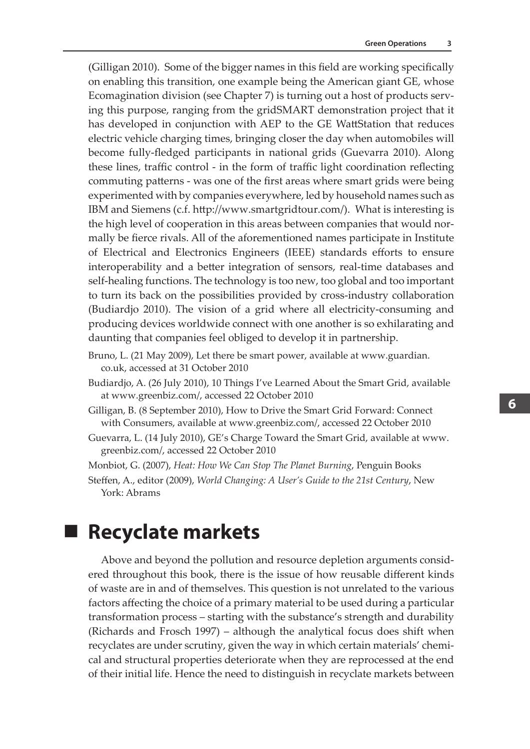(Gilligan 2010). Some of the bigger names in this field are working specifically on enabling this transition, one example being the American giant GE, whose Ecomagination division (see Chapter 7) is turning out a host of products serving this purpose, ranging from the gridSMART demonstration project that it has developed in conjunction with AEP to the GE WattStation that reduces electric vehicle charging times, bringing closer the day when automobiles will become fully-fledged participants in national grids (Guevarra 2010). Along these lines, traffic control - in the form of traffic light coordination reflecting commuting patterns - was one of the first areas where smart grids were being experimented with by companies everywhere, led by household names such as IBM and Siemens (c.f. http://www.smartgridtour.com/). What is interesting is the high level of cooperation in this areas between companies that would normally be fierce rivals. All of the aforementioned names participate in Institute of Electrical and Electronics Engineers (IEEE) standards efforts to ensure interoperability and a better integration of sensors, real-time databases and self-healing functions. The technology is too new, too global and too important to turn its back on the possibilities provided by cross-industry collaboration (Budiardjo 2010). The vision of a grid where all electricity-consuming and producing devices worldwide connect with one another is so exhilarating and daunting that companies feel obliged to develop it in partnership.

Bruno, L. (21 May 2009), Let there be smart power, available at www.guardian.co.uk, accessed at 31 October 2010

Budiardjo, A. (26 July 2010), 10 Things I've Learned About the Smart Grid, available at www.greenbiz.com/, accessed 22 October 2010

Gilligan, B. (8 September 2010), How to Drive the Smart Grid Forward: Connect with Consumers, available at www.greenbiz.com/, accessed 22 October 2010

Guevarra, L. (14 July 2010), GE's Charge Toward the Smart Grid, available at www.greenbiz.com/, accessed 22 October 2010

Monbiot, G. (2007), *Heat: How We Can Stop The Planet Burning*, Penguin Books

Steffen, A., editor (2009), *World Changing: A User's Guide to the 21st Century*, New York: Abrams

## Recyclate markets

Above and beyond the pollution and resource depletion arguments considered throughout this book, there is the issue of how reusable different kinds of waste are in and of themselves. This question is not unrelated to the various factors affecting the choice of a primary material to be used during a particular transformation process – starting with the substance's strength and durability (Richards and Frosch 1997) – although the analytical focus does shift when recyclates are under scrutiny, given the way in which certain materials' chemical and structural properties deteriorate when they are reprocessed at the end of their initial life. Hence the need to distinguish in recyclate markets between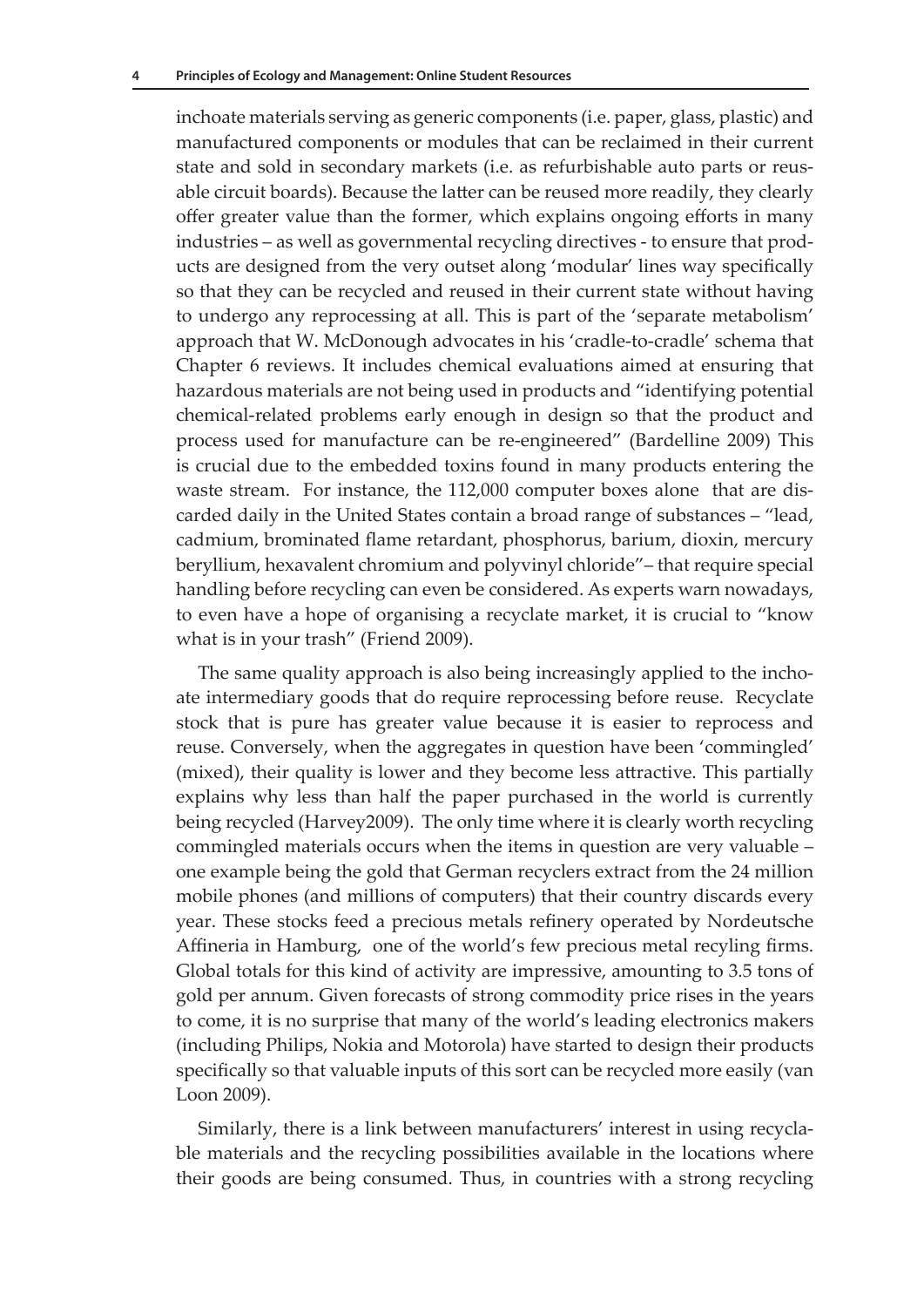inchoate materials serving as generic components (i.e. paper, glass, plastic) and manufactured components or modules that can be reclaimed in their current state and sold in secondary markets (i.e. as refurbishable auto parts or reusable circuit boards). Because the latter can be reused more readily, they clearly offer greater value than the former, which explains ongoing efforts in many industries – as well as governmental recycling directives - to ensure that products are designed from the very outset along 'modular' lines way specifically so that they can be recycled and reused in their current state without having to undergo any reprocessing at all. This is part of the 'separate metabolism' approach that W. McDonough advocates in his 'cradle-to-cradle' schema that Chapter 6 reviews. It includes chemical evaluations aimed at ensuring that hazardous materials are not being used in products and "identifying potential chemical-related problems early enough in design so that the product and process used for manufacture can be re-engineered" (Bardelline 2009) This is crucial due to the embedded toxins found in many products entering the waste stream. For instance, the 112,000 computer boxes alone that are discarded daily in the United States contain a broad range of substances – "lead, cadmium, brominated flame retardant, phosphorus, barium, dioxin, mercury beryllium, hexavalent chromium and polyvinyl chloride"– that require special handling before recycling can even be considered. As experts warn nowadays, to even have a hope of organising a recyclate market, it is crucial to "know what is in your trash" (Friend 2009).

The same quality approach is also being increasingly applied to the inchoate intermediary goods that do require reprocessing before reuse. Recyclate stock that is pure has greater value because it is easier to reprocess and reuse. Conversely, when the aggregates in question have been 'commingled' (mixed), their quality is lower and they become less attractive. This partially explains why less than half the paper purchased in the world is currently being recycled (Harvey2009). The only time where it is clearly worth recycling commingled materials occurs when the items in question are very valuable – one example being the gold that German recyclers extract from the 24 million mobile phones (and millions of computers) that their country discards every year. These stocks feed a precious metals refinery operated by Nordeutsche Affineria in Hamburg, one of the world's few precious metal recyling firms. Global totals for this kind of activity are impressive, amounting to 3.5 tons of gold per annum. Given forecasts of strong commodity price rises in the years to come, it is no surprise that many of the world's leading electronics makers (including Philips, Nokia and Motorola) have started to design their products specifically so that valuable inputs of this sort can be recycled more easily (van Loon 2009).

Similarly, there is a link between manufacturers' interest in using recyclable materials and the recycling possibilities available in the locations where their goods are being consumed. Thus, in countries with a strong recycling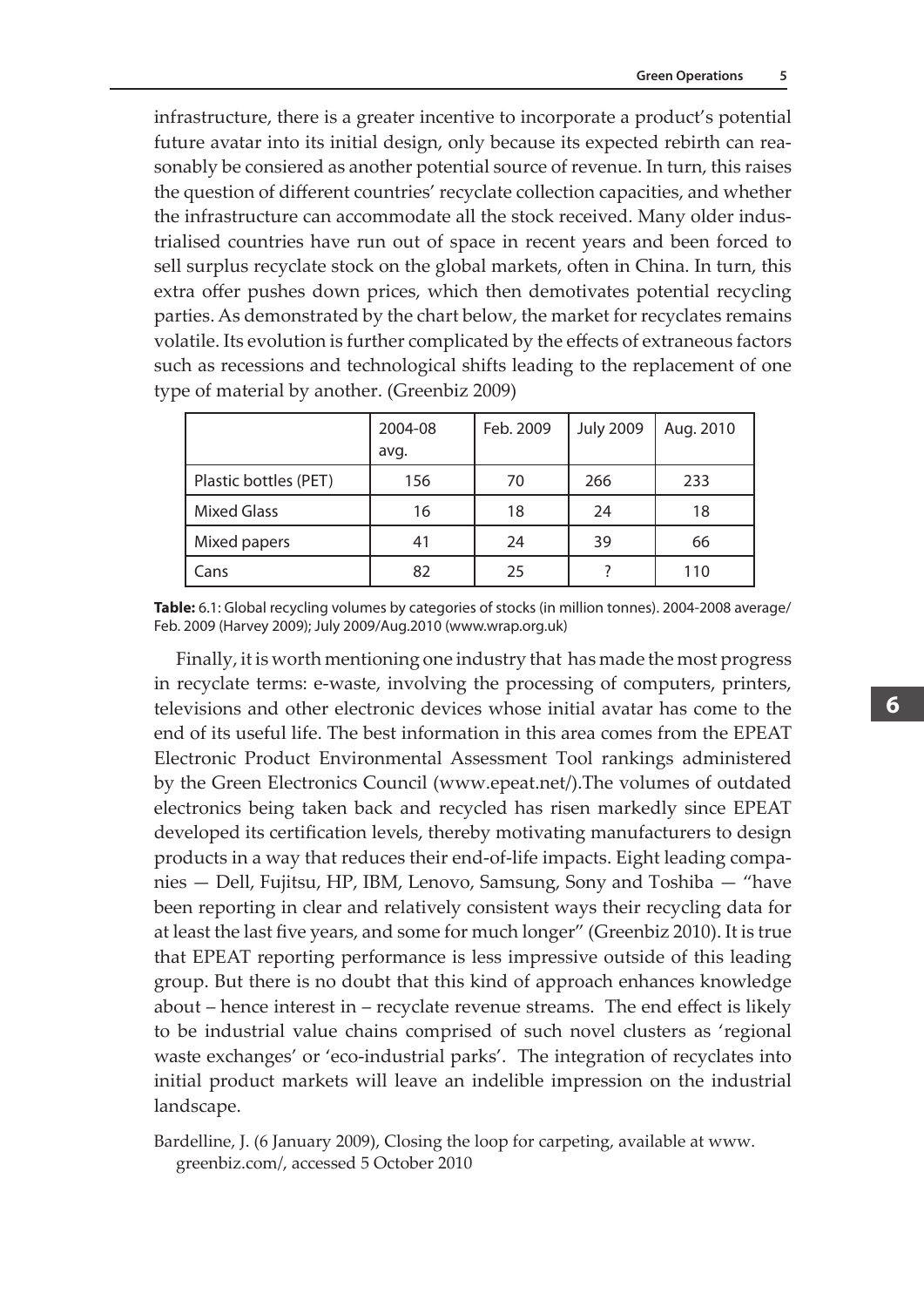infrastructure, there is a greater incentive to incorporate a product's potential future avatar into its initial design, only because its expected rebirth can reasonably be consiered as another potential source of revenue. In turn, this raises the question of different countries' recyclate collection capacities, and whether the infrastructure can accommodate all the stock received. Many older industrialised countries have run out of space in recent years and been forced to sell surplus recyclate stock on the global markets, often in China. In turn, this extra offer pushes down prices, which then demotivates potential recycling parties. As demonstrated by the chart below, the market for recyclates remains volatile. Its evolution is further complicated by the effects of extraneous factors such as recessions and technological shifts leading to the replacement of one type of material by another. (Greenbiz 2009)

| | 2004-08 avg. | Feb. 2009 | July 2009 | Aug. 2010 |
|---|---|---|---|---|
| Plastic bottles (PET) | 156 | 70 | 266 | 233 |
| Mixed Glass | 16 | 18 | 24 | 18 |
| Mixed papers | 41 | 24 | 39 | 66 |
| Cans | 82 | 25 | ? | 110 |

**Table:** 6.1: Global recycling volumes by categories of stocks (in million tonnes). 2004-2008 average/ Feb. 2009 (Harvey 2009); July 2009/Aug.2010 (www.wrap.org.uk)

Finally, it is worth mentioning one industry that has made the most progress in recyclate terms: e-waste, involving the processing of computers, printers, televisions and other electronic devices whose initial avatar has come to the end of its useful life. The best information in this area comes from the EPEAT Electronic Product Environmental Assessment Tool rankings administered by the Green Electronics Council (www.epeat.net/).The volumes of outdated electronics being taken back and recycled has risen markedly since EPEAT developed its certification levels, thereby motivating manufacturers to design products in a way that reduces their end-of-life impacts. Eight leading companies — Dell, Fujitsu, HP, IBM, Lenovo, Samsung, Sony and Toshiba — "have been reporting in clear and relatively consistent ways their recycling data for at least the last five years, and some for much longer" (Greenbiz 2010). It is true that EPEAT reporting performance is less impressive outside of this leading group. But there is no doubt that this kind of approach enhances knowledge about – hence interest in – recyclate revenue streams. The end effect is likely to be industrial value chains comprised of such novel clusters as 'regional waste exchanges' or 'eco-industrial parks'. The integration of recyclates into initial product markets will leave an indelible impression on the industrial landscape.

Bardelline, J. (6 January 2009), Closing the loop for carpeting, available at www.greenbiz.com/, accessed 5 October 2010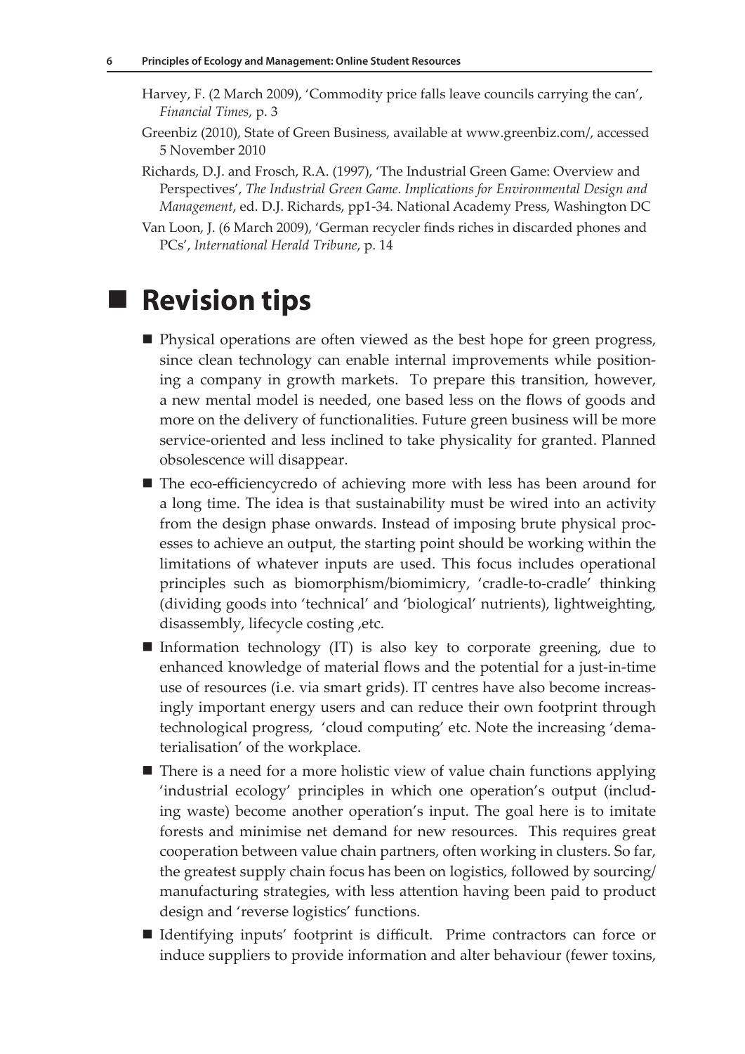Harvey, F. (2 March 2009), 'Commodity price falls leave councils carrying the can', *Financial Times*, p. 3

Greenbiz (2010), State of Green Business, available at www.greenbiz.com/, accessed 5 November 2010

Richards, D.J. and Frosch, R.A. (1997), 'The Industrial Green Game: Overview and Perspectives', *The Industrial Green Game. Implications for Environmental Design and Management*, ed. D.J. Richards, pp1-34. National Academy Press, Washington DC

Van Loon, J. (6 March 2009), 'German recycler finds riches in discarded phones and PCs', *International Herald Tribune*, p. 14

## Revision tips

- Physical operations are often viewed as the best hope for green progress, since clean technology can enable internal improvements while positioning a company in growth markets. To prepare this transition, however, a new mental model is needed, one based less on the flows of goods and more on the delivery of functionalities. Future green business will be more service-oriented and less inclined to take physicality for granted. Planned obsolescence will disappear.
- The eco-efficiencycredo of achieving more with less has been around for a long time. The idea is that sustainability must be wired into an activity from the design phase onwards. Instead of imposing brute physical processes to achieve an output, the starting point should be working within the limitations of whatever inputs are used. This focus includes operational principles such as biomorphism/biomimicry, 'cradle-to-cradle' thinking (dividing goods into 'technical' and 'biological' nutrients), lightweighting, disassembly, lifecycle costing ,etc.
- Information technology (IT) is also key to corporate greening, due to enhanced knowledge of material flows and the potential for a just-in-time use of resources (i.e. via smart grids). IT centres have also become increasingly important energy users and can reduce their own footprint through technological progress, 'cloud computing' etc. Note the increasing 'dematerialisation' of the workplace.
- There is a need for a more holistic view of value chain functions applying 'industrial ecology' principles in which one operation's output (including waste) become another operation's input. The goal here is to imitate forests and minimise net demand for new resources. This requires great cooperation between value chain partners, often working in clusters. So far, the greatest supply chain focus has been on logistics, followed by sourcing/manufacturing strategies, with less attention having been paid to product design and 'reverse logistics' functions.
- Identifying inputs' footprint is difficult. Prime contractors can force or induce suppliers to provide information and alter behaviour (fewer toxins,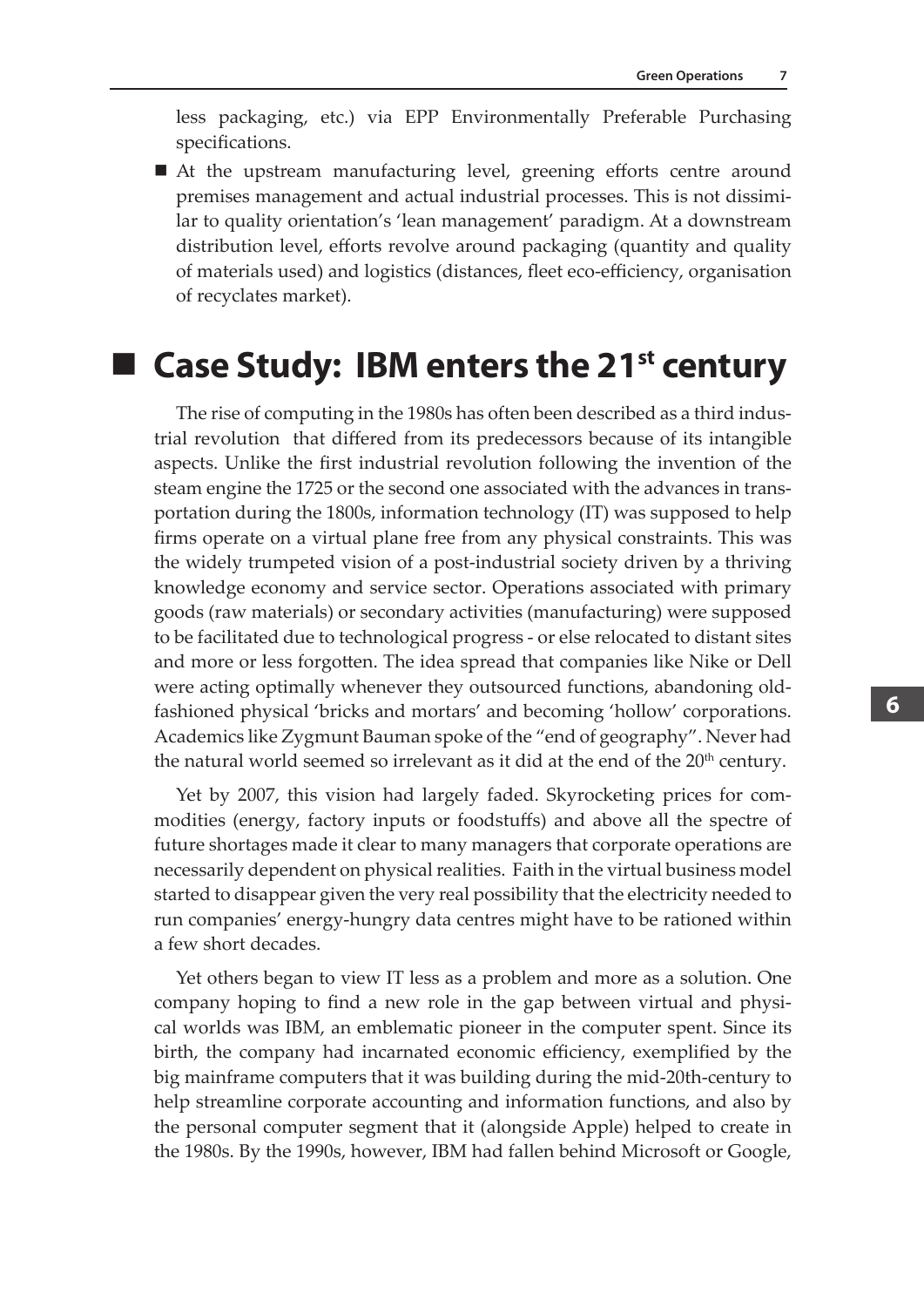less packaging, etc.) via EPP Environmentally Preferable Purchasing specifications.

- At the upstream manufacturing level, greening efforts centre around premises management and actual industrial processes. This is not dissimilar to quality orientation's 'lean management' paradigm. At a downstream distribution level, efforts revolve around packaging (quantity and quality of materials used) and logistics (distances, fleet eco-efficiency, organisation of recyclates market).

## Case Study: IBM enters the 21st century

The rise of computing in the 1980s has often been described as a third industrial revolution that differed from its predecessors because of its intangible aspects. Unlike the first industrial revolution following the invention of the steam engine the 1725 or the second one associated with the advances in transportation during the 1800s, information technology (IT) was supposed to help firms operate on a virtual plane free from any physical constraints. This was the widely trumpeted vision of a post-industrial society driven by a thriving knowledge economy and service sector. Operations associated with primary goods (raw materials) or secondary activities (manufacturing) were supposed to be facilitated due to technological progress - or else relocated to distant sites and more or less forgotten. The idea spread that companies like Nike or Dell were acting optimally whenever they outsourced functions, abandoning old-fashioned physical 'bricks and mortars' and becoming 'hollow' corporations. Academics like Zygmunt Bauman spoke of the "end of geography". Never had the natural world seemed so irrelevant as it did at the end of the 20th century.

Yet by 2007, this vision had largely faded. Skyrocketing prices for commodities (energy, factory inputs or foodstuffs) and above all the spectre of future shortages made it clear to many managers that corporate operations are necessarily dependent on physical realities. Faith in the virtual business model started to disappear given the very real possibility that the electricity needed to run companies' energy-hungry data centres might have to be rationed within a few short decades.

Yet others began to view IT less as a problem and more as a solution. One company hoping to find a new role in the gap between virtual and physical worlds was IBM, an emblematic pioneer in the computer spent. Since its birth, the company had incarnated economic efficiency, exemplified by the big mainframe computers that it was building during the mid-20th-century to help streamline corporate accounting and information functions, and also by the personal computer segment that it (alongside Apple) helped to create in the 1980s. By the 1990s, however, IBM had fallen behind Microsoft or Google,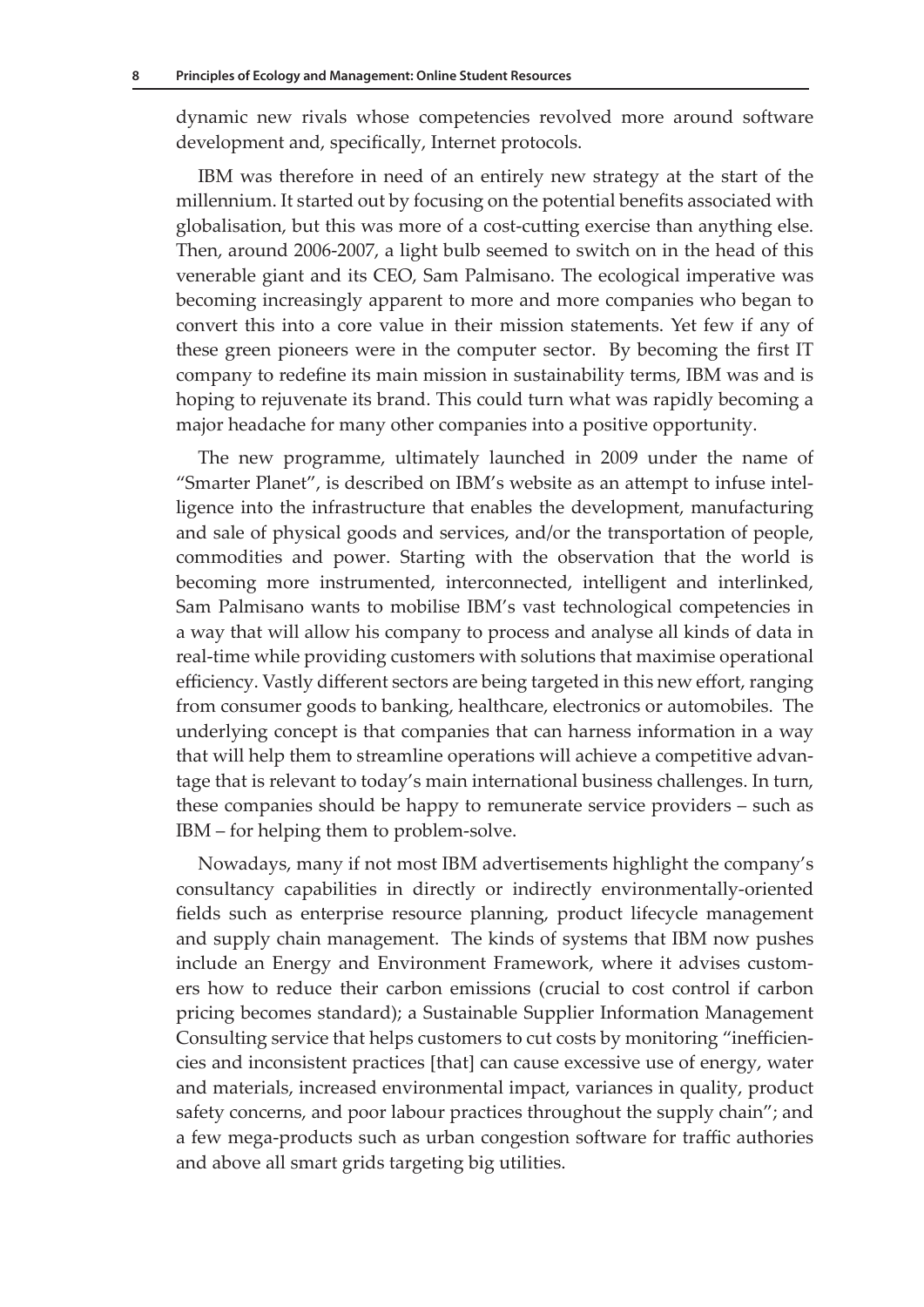dynamic new rivals whose competencies revolved more around software development and, specifically, Internet protocols.

IBM was therefore in need of an entirely new strategy at the start of the millennium. It started out by focusing on the potential benefits associated with globalisation, but this was more of a cost-cutting exercise than anything else. Then, around 2006-2007, a light bulb seemed to switch on in the head of this venerable giant and its CEO, Sam Palmisano. The ecological imperative was becoming increasingly apparent to more and more companies who began to convert this into a core value in their mission statements. Yet few if any of these green pioneers were in the computer sector. By becoming the first IT company to redefine its main mission in sustainability terms, IBM was and is hoping to rejuvenate its brand. This could turn what was rapidly becoming a major headache for many other companies into a positive opportunity.

The new programme, ultimately launched in 2009 under the name of "Smarter Planet", is described on IBM's website as an attempt to infuse intelligence into the infrastructure that enables the development, manufacturing and sale of physical goods and services, and/or the transportation of people, commodities and power. Starting with the observation that the world is becoming more instrumented, interconnected, intelligent and interlinked, Sam Palmisano wants to mobilise IBM's vast technological competencies in a way that will allow his company to process and analyse all kinds of data in real-time while providing customers with solutions that maximise operational efficiency. Vastly different sectors are being targeted in this new effort, ranging from consumer goods to banking, healthcare, electronics or automobiles. The underlying concept is that companies that can harness information in a way that will help them to streamline operations will achieve a competitive advantage that is relevant to today's main international business challenges. In turn, these companies should be happy to remunerate service providers – such as IBM – for helping them to problem-solve.

Nowadays, many if not most IBM advertisements highlight the company's consultancy capabilities in directly or indirectly environmentally-oriented fields such as enterprise resource planning, product lifecycle management and supply chain management. The kinds of systems that IBM now pushes include an Energy and Environment Framework, where it advises customers how to reduce their carbon emissions (crucial to cost control if carbon pricing becomes standard); a Sustainable Supplier Information Management Consulting service that helps customers to cut costs by monitoring "inefficiencies and inconsistent practices [that] can cause excessive use of energy, water and materials, increased environmental impact, variances in quality, product safety concerns, and poor labour practices throughout the supply chain"; and a few mega-products such as urban congestion software for traffic authories and above all smart grids targeting big utilities.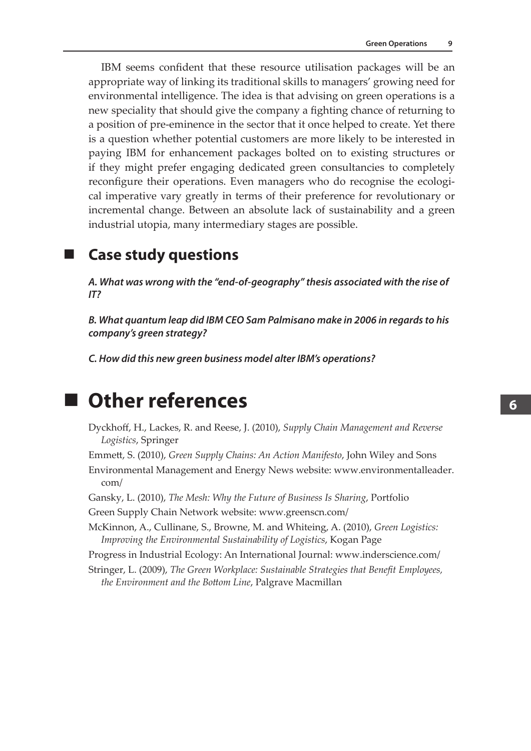IBM seems confident that these resource utilisation packages will be an appropriate way of linking its traditional skills to managers' growing need for environmental intelligence. The idea is that advising on green operations is a new speciality that should give the company a fighting chance of returning to a position of pre-eminence in the sector that it once helped to create. Yet there is a question whether potential customers are more likely to be interested in paying IBM for enhancement packages bolted on to existing structures or if they might prefer engaging dedicated green consultancies to completely reconfigure their operations. Even managers who do recognise the ecological imperative vary greatly in terms of their preference for revolutionary or incremental change. Between an absolute lack of sustainability and a green industrial utopia, many intermediary stages are possible.

## Case study questions

***A. What was wrong with the "end-of-geography" thesis associated with the rise of IT?***

***B. What quantum leap did IBM CEO Sam Palmisano make in 2006 in regards to his company's green strategy?***

***C. How did this new green business model alter IBM's operations?***

# Other references

Dyckhoff, H., Lackes, R. and Reese, J. (2010), *Supply Chain Management and Reverse Logistics*, Springer

Emmett, S. (2010), *Green Supply Chains: An Action Manifesto*, John Wiley and Sons

Environmental Management and Energy News website: www.environmentalleader.com/

Gansky, L. (2010), *The Mesh: Why the Future of Business Is Sharing*, Portfolio

Green Supply Chain Network website: www.greenscn.com/

McKinnon, A., Cullinane, S., Browne, M. and Whiteing, A. (2010), *Green Logistics: Improving the Environmental Sustainability of Logistics*, Kogan Page

Progress in Industrial Ecology: An International Journal: www.inderscience.com/

Stringer, L. (2009), *The Green Workplace: Sustainable Strategies that Benefit Employees, the Environment and the Bottom Line*, Palgrave Macmillan